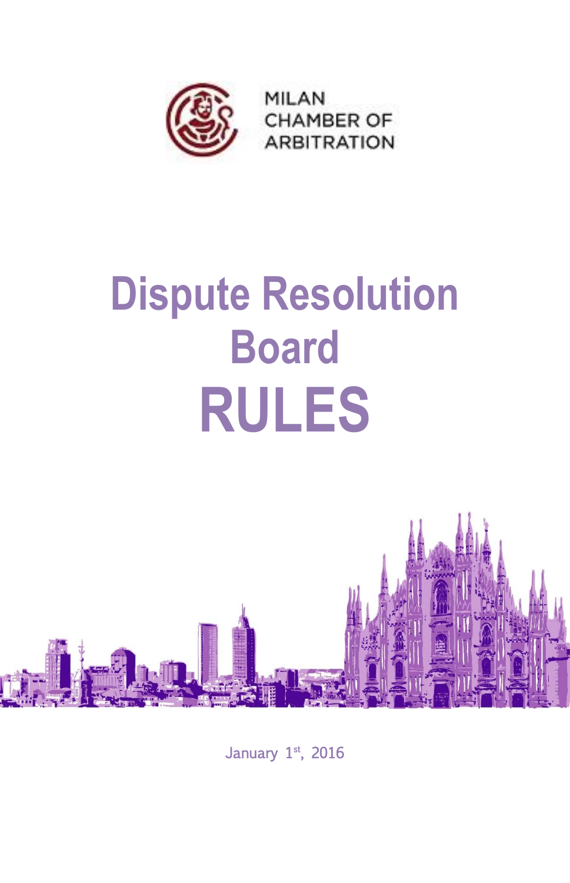MILAN
CHAMBER OF
ARBITRATION

# Dispute Resolution Board RULES

January 1st, 2016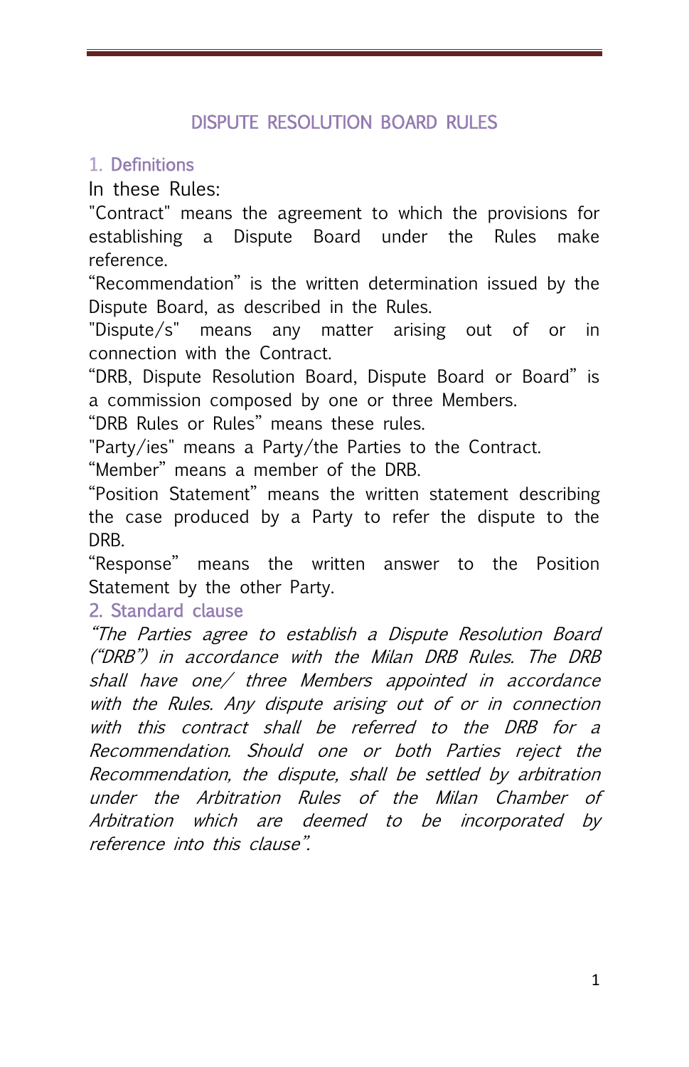# DISPUTE RESOLUTION BOARD RULES

## 1. Definitions

In these Rules:

"Contract" means the agreement to which the provisions for establishing a Dispute Board under the Rules make reference.

“Recommendation” is the written determination issued by the Dispute Board, as described in the Rules.

"Dispute/s" means any matter arising out of or in connection with the Contract.

“DRB, Dispute Resolution Board, Dispute Board or Board” is a commission composed by one or three Members.

“DRB Rules or Rules” means these rules.

"Party/ies" means a Party/the Parties to the Contract.

“Member” means a member of the DRB.

“Position Statement” means the written statement describing the case produced by a Party to refer the dispute to the DRB.

“Response” means the written answer to the Position Statement by the other Party.

## 2. Standard clause

*“The Parties agree to establish a Dispute Resolution Board (“DRB”) in accordance with the Milan DRB Rules. The DRB shall have one/ three Members appointed in accordance with the Rules. Any dispute arising out of or in connection with this contract shall be referred to the DRB for a Recommendation. Should one or both Parties reject the Recommendation, the dispute, shall be settled by arbitration under the Arbitration Rules of the Milan Chamber of Arbitration which are deemed to be incorporated by reference into this clause”.*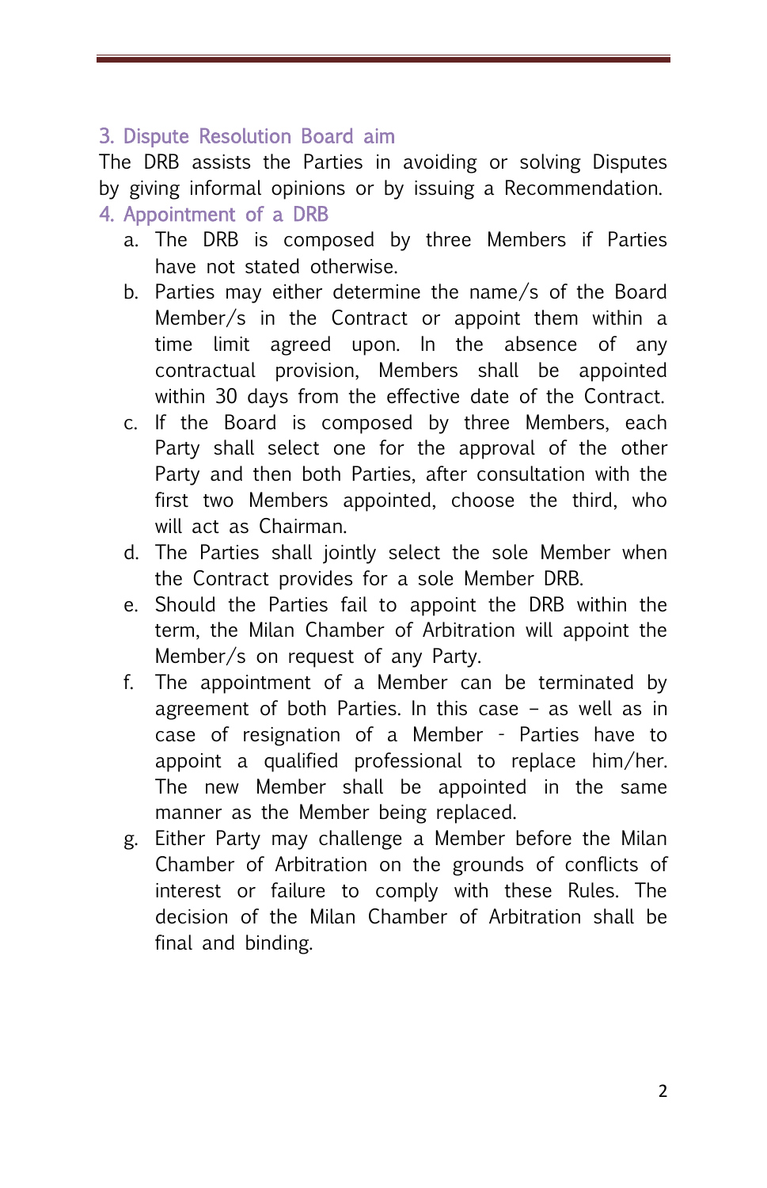## 3. Dispute Resolution Board aim

The DRB assists the Parties in avoiding or solving Disputes by giving informal opinions or by issuing a Recommendation.

## 4. Appointment of a DRB

a. The DRB is composed by three Members if Parties have not stated otherwise.

b. Parties may either determine the name/s of the Board Member/s in the Contract or appoint them within a time limit agreed upon. In the absence of any contractual provision, Members shall be appointed within 30 days from the effective date of the Contract.

c. If the Board is composed by three Members, each Party shall select one for the approval of the other Party and then both Parties, after consultation with the first two Members appointed, choose the third, who will act as Chairman.

d. The Parties shall jointly select the sole Member when the Contract provides for a sole Member DRB.

e. Should the Parties fail to appoint the DRB within the term, the Milan Chamber of Arbitration will appoint the Member/s on request of any Party.

f. The appointment of a Member can be terminated by agreement of both Parties. In this case – as well as in case of resignation of a Member - Parties have to appoint a qualified professional to replace him/her. The new Member shall be appointed in the same manner as the Member being replaced.

g. Either Party may challenge a Member before the Milan Chamber of Arbitration on the grounds of conflicts of interest or failure to comply with these Rules. The decision of the Milan Chamber of Arbitration shall be final and binding.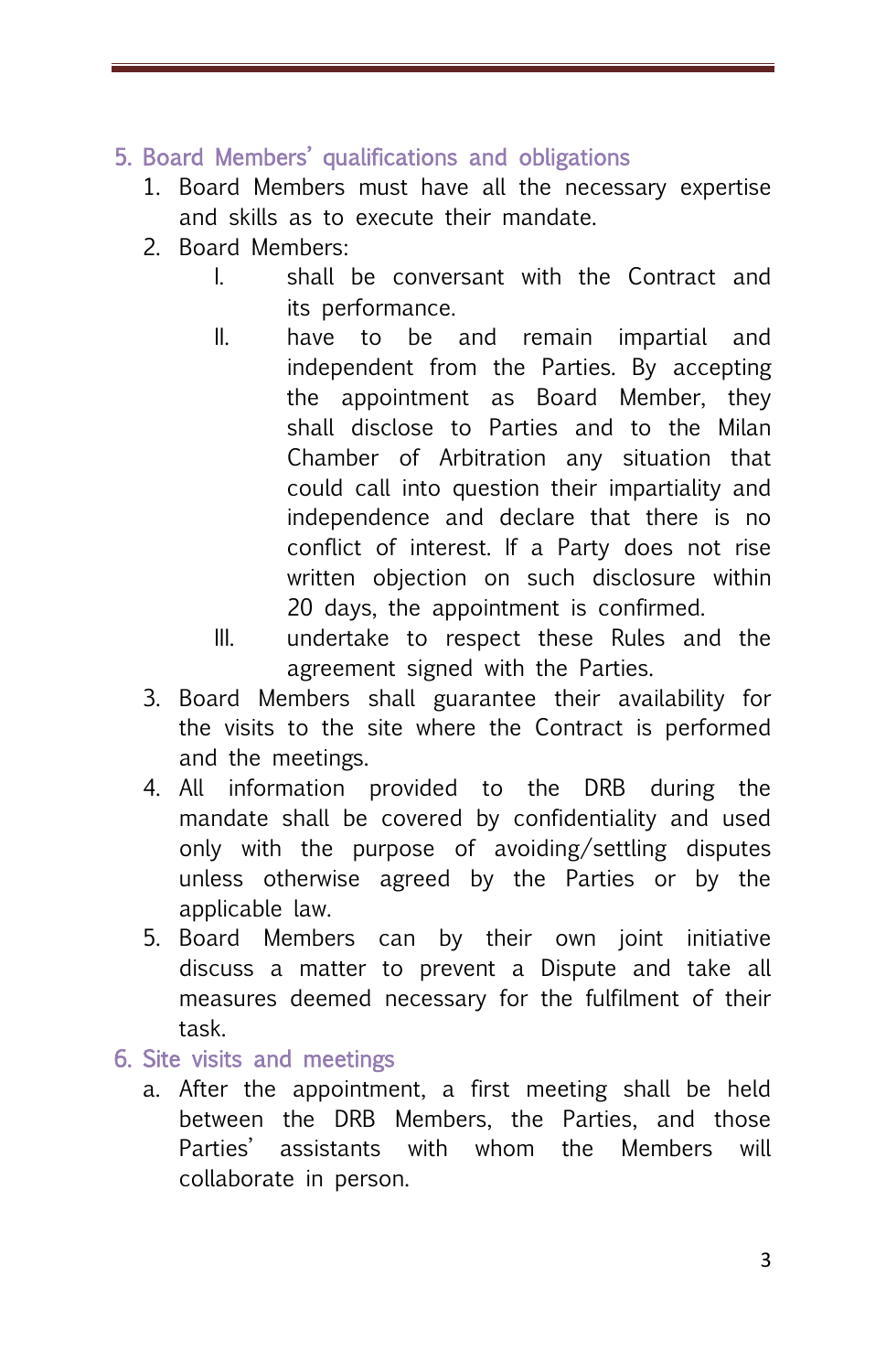## 5. Board Members' qualifications and obligations

1. Board Members must have all the necessary expertise and skills as to execute their mandate.
2. Board Members:
   I. shall be conversant with the Contract and its performance.
   II. have to be and remain impartial and independent from the Parties. By accepting the appointment as Board Member, they shall disclose to Parties and to the Milan Chamber of Arbitration any situation that could call into question their impartiality and independence and declare that there is no conflict of interest. If a Party does not rise written objection on such disclosure within 20 days, the appointment is confirmed.
   III. undertake to respect these Rules and the agreement signed with the Parties.
3. Board Members shall guarantee their availability for the visits to the site where the Contract is performed and the meetings.
4. All information provided to the DRB during the mandate shall be covered by confidentiality and used only with the purpose of avoiding/settling disputes unless otherwise agreed by the Parties or by the applicable law.
5. Board Members can by their own joint initiative discuss a matter to prevent a Dispute and take all measures deemed necessary for the fulfilment of their task.

## 6. Site visits and meetings

a. After the appointment, a first meeting shall be held between the DRB Members, the Parties, and those Parties' assistants with whom the Members will collaborate in person.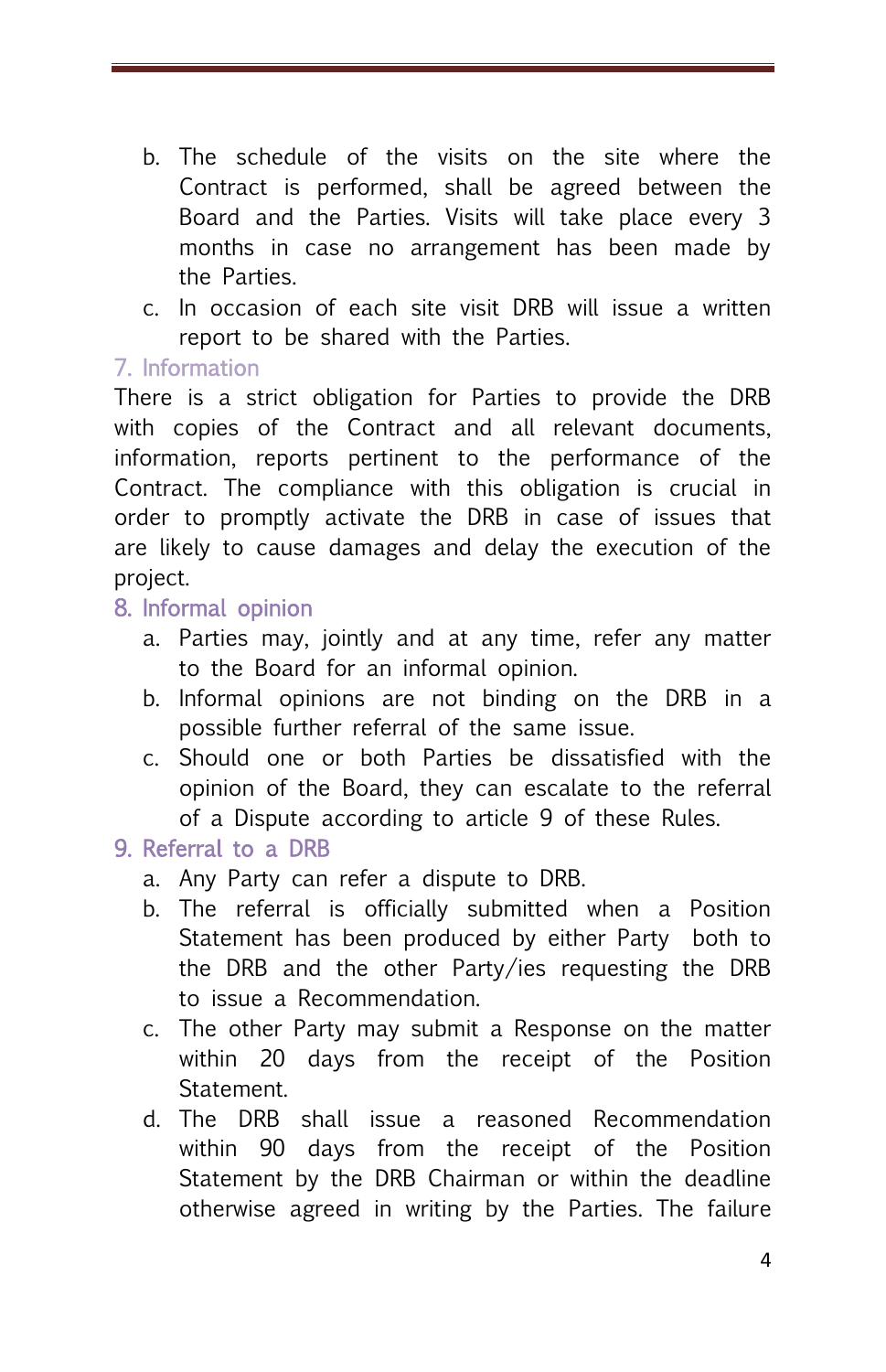b. The schedule of the visits on the site where the Contract is performed, shall be agreed between the Board and the Parties. Visits will take place every 3 months in case no arrangement has been made by the Parties.
c. In occasion of each site visit DRB will issue a written report to be shared with the Parties.

## 7. Information

There is a strict obligation for Parties to provide the DRB with copies of the Contract and all relevant documents, information, reports pertinent to the performance of the Contract. The compliance with this obligation is crucial in order to promptly activate the DRB in case of issues that are likely to cause damages and delay the execution of the project.

## 8. Informal opinion

a. Parties may, jointly and at any time, refer any matter to the Board for an informal opinion.
b. Informal opinions are not binding on the DRB in a possible further referral of the same issue.
c. Should one or both Parties be dissatisfied with the opinion of the Board, they can escalate to the referral of a Dispute according to article 9 of these Rules.

## 9. Referral to a DRB

a. Any Party can refer a dispute to DRB.
b. The referral is officially submitted when a Position Statement has been produced by either Party both to the DRB and the other Party/ies requesting the DRB to issue a Recommendation.
c. The other Party may submit a Response on the matter within 20 days from the receipt of the Position Statement.
d. The DRB shall issue a reasoned Recommendation within 90 days from the receipt of the Position Statement by the DRB Chairman or within the deadline otherwise agreed in writing by the Parties. The failure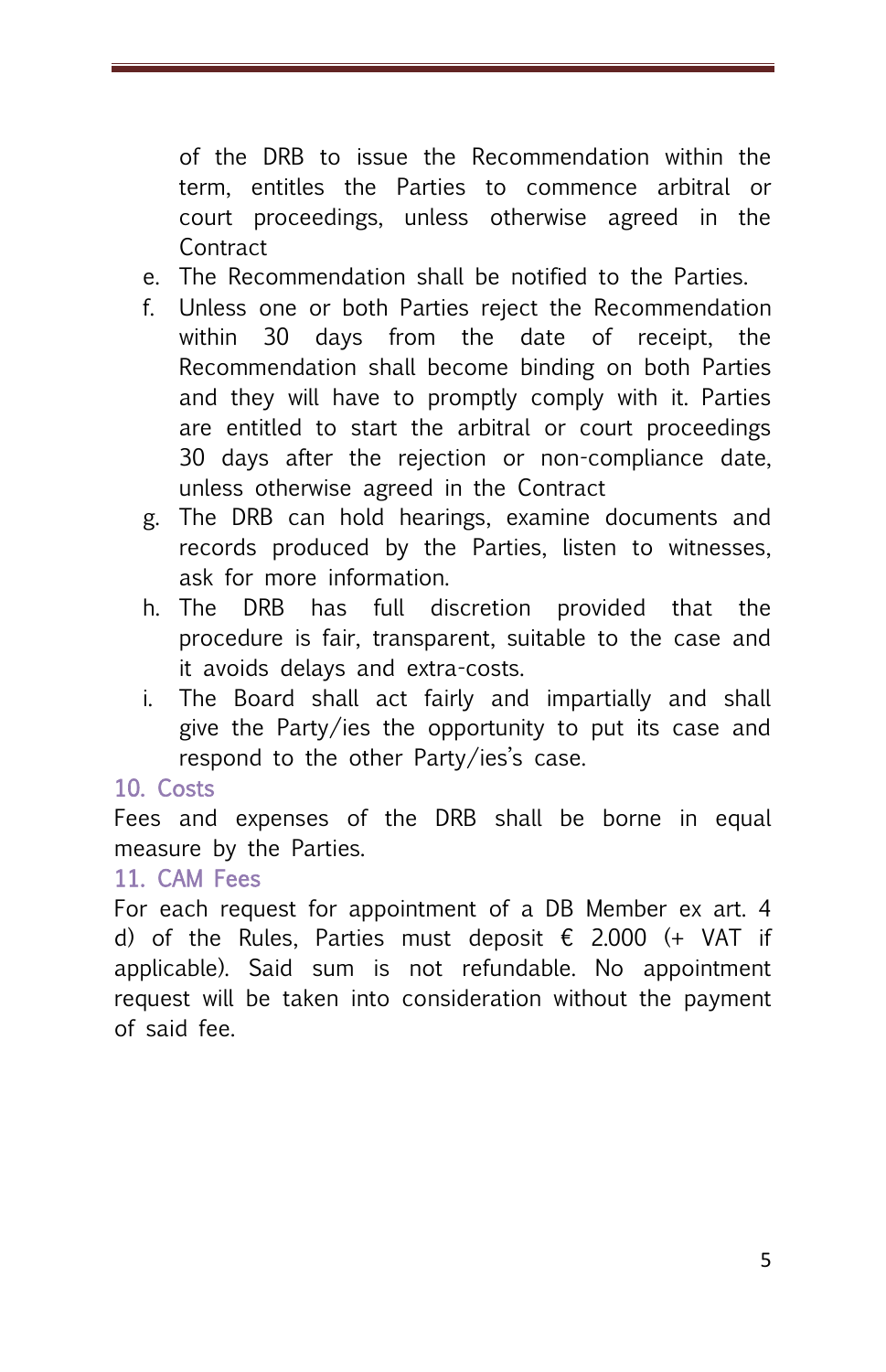of the DRB to issue the Recommendation within the term, entitles the Parties to commence arbitral or court proceedings, unless otherwise agreed in the Contract

e. The Recommendation shall be notified to the Parties.
f. Unless one or both Parties reject the Recommendation within 30 days from the date of receipt, the Recommendation shall become binding on both Parties and they will have to promptly comply with it. Parties are entitled to start the arbitral or court proceedings 30 days after the rejection or non-compliance date, unless otherwise agreed in the Contract
g. The DRB can hold hearings, examine documents and records produced by the Parties, listen to witnesses, ask for more information.
h. The DRB has full discretion provided that the procedure is fair, transparent, suitable to the case and it avoids delays and extra-costs.
i. The Board shall act fairly and impartially and shall give the Party/ies the opportunity to put its case and respond to the other Party/ies's case.

## 10. Costs

Fees and expenses of the DRB shall be borne in equal measure by the Parties.

## 11. CAM Fees

For each request for appointment of a DB Member ex art. 4 d) of the Rules, Parties must deposit € 2.000 (+ VAT if applicable). Said sum is not refundable. No appointment request will be taken into consideration without the payment of said fee.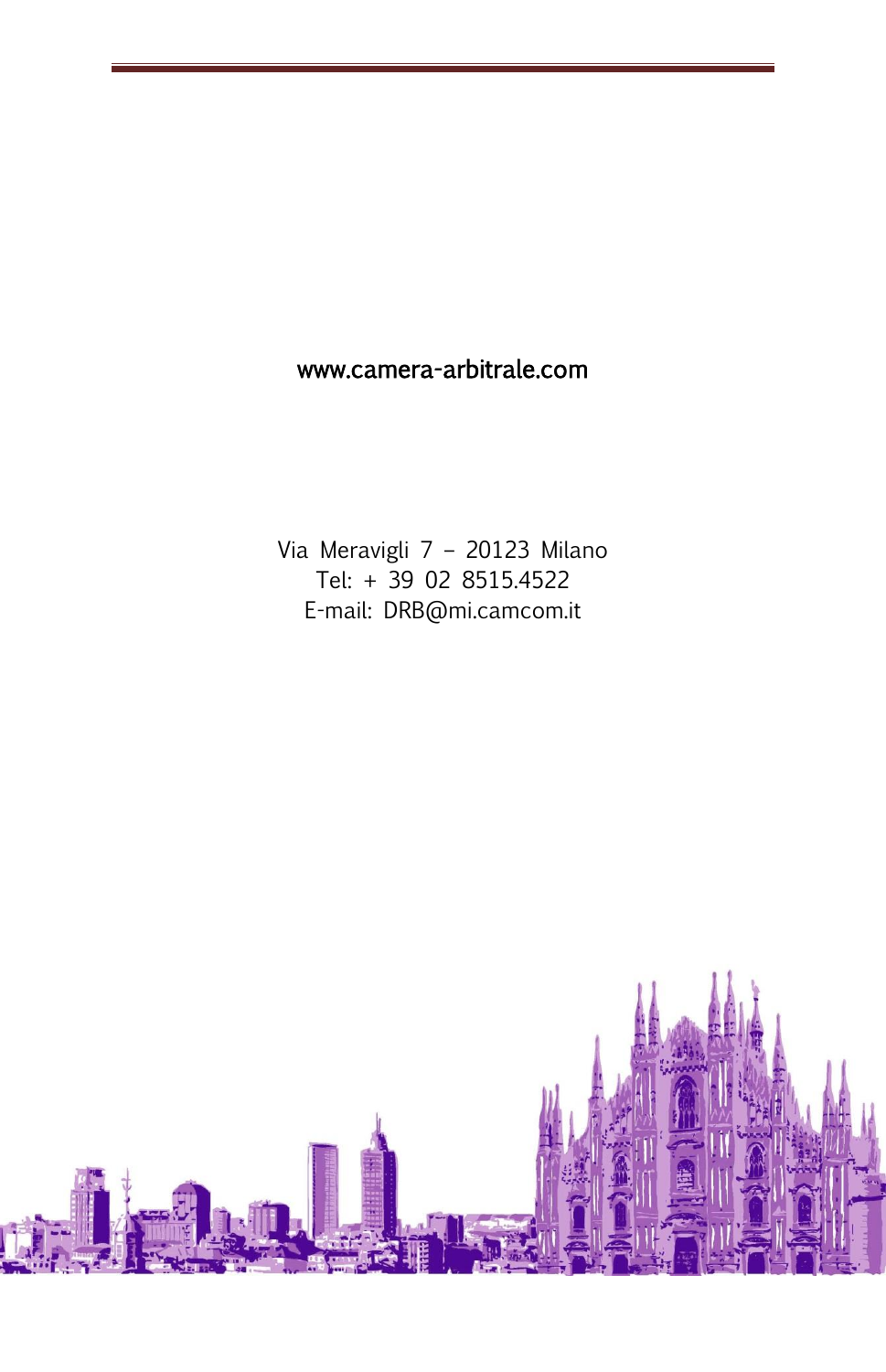www.camera-arbitrale.com

Via Meravigli 7 – 20123 Milano
Tel: + 39 02 8515.4522
E-mail: DRB@mi.camcom.it